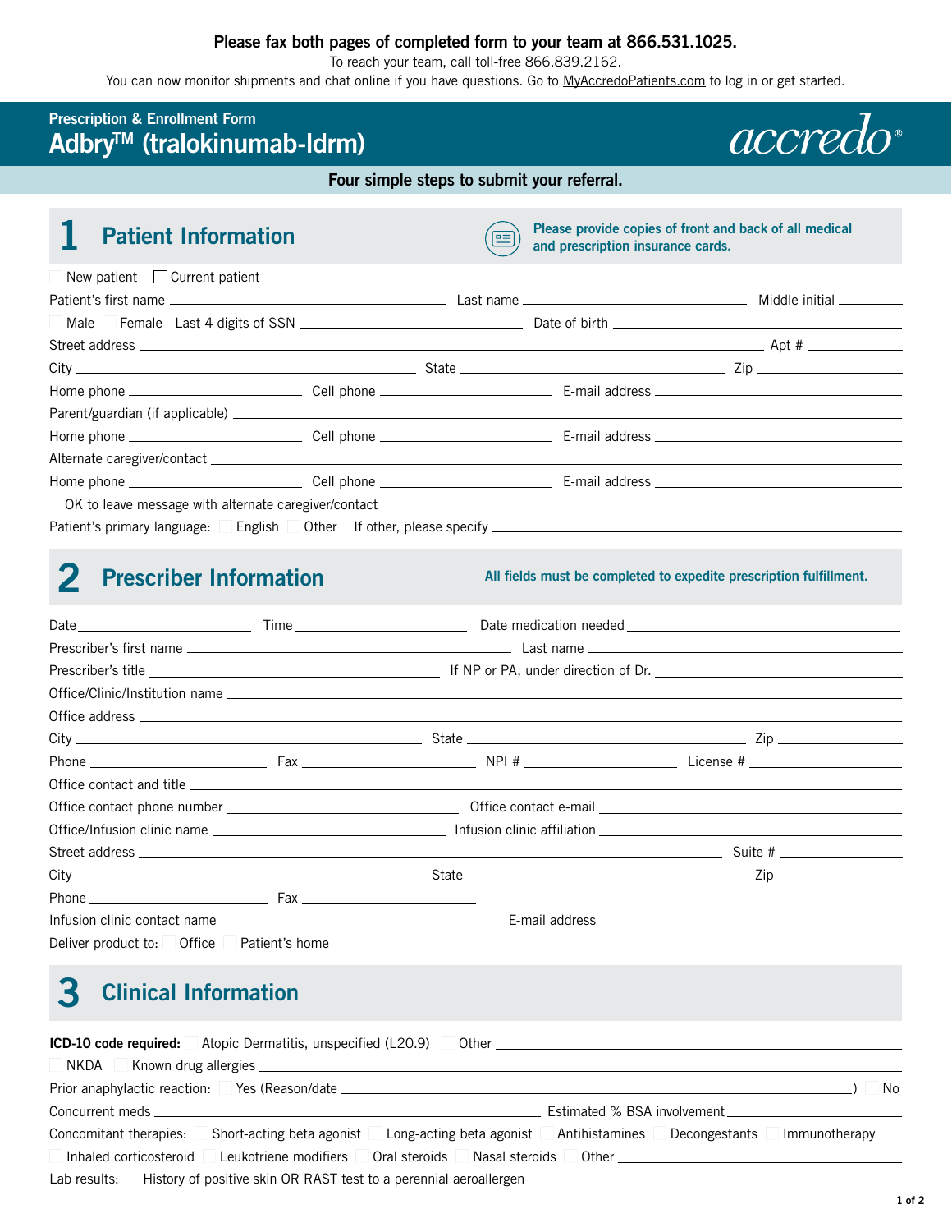**Please fax both pages of completed form to your team at 866.531.1025.**

To reach your team, call toll-free 866.839.2162.

You can now monitor shipments and chat online if you have questions. Go to MyAccredoPatients.com to log in or get started.

**Prescription & Enrollment Form**

# Adbry™ (tralokinumab-ldrm)

accredo®

**Four simple steps to submit your referral.**

## 1 Patient Information

**Please provide copies of front and back of all medical and prescription insurance cards.**

☐ New patient ☐ Current patient

Patient's first name ____________ Last name ____________ Middle initial ______

☐ Male ☐ Female Last 4 digits of SSN ____________ Date of birth ____________

Street address ____________ Apt # ______

City ____________ State ____________ Zip ______

Home phone ____________ Cell phone ____________ E-mail address ____________

Parent/guardian (if applicable) ____________

Home phone ____________ Cell phone ____________ E-mail address ____________

Alternate caregiver/contact ____________

Home phone ____________ Cell phone ____________ E-mail address ____________

☐ OK to leave message with alternate caregiver/contact

Patient's primary language: ☐ English ☐ Other If other, please specify ____________

## 2 Prescriber Information

**All fields must be completed to expedite prescription fulfillment.**

Date ____________ Time ____________ Date medication needed ____________

Prescriber's first name ____________ Last name ____________

Prescriber's title ____________ If NP or PA, under direction of Dr. ____________

Office/Clinic/Institution name ____________

Office address ____________

City ____________ State ____________ Zip ______

Phone ____________ Fax ____________ NPI # ____________ License # ____________

Office contact and title ____________

Office contact phone number ____________ Office contact e-mail ____________

Office/Infusion clinic name ____________ Infusion clinic affiliation ____________

Street address ____________ Suite # ______

City ____________ State ____________ Zip ______

Phone ____________ Fax ____________

Infusion clinic contact name ____________ E-mail address ____________

Deliver product to: ☐ Office ☐ Patient's home

## 3 Clinical Information

**ICD-10 code required:** ☐ Atopic Dermatitis, unspecified (L20.9) ☐ Other ____________

☐ NKDA ☐ Known drug allergies ____________

Prior anaphylactic reaction: ☐ Yes (Reason/date ____________) ☐ No

Concurrent meds ____________ Estimated % BSA involvement ____________

Concomitant therapies: ☐ Short-acting beta agonist ☐ Long-acting beta agonist ☐ Antihistamines ☐ Decongestants ☐ Immunotherapy ☐ Inhaled corticosteroid ☐ Leukotriene modifiers ☐ Oral steroids ☐ Nasal steroids ☐ Other ____________

Lab results: History of positive skin OR RAST test to a perennial aeroallergen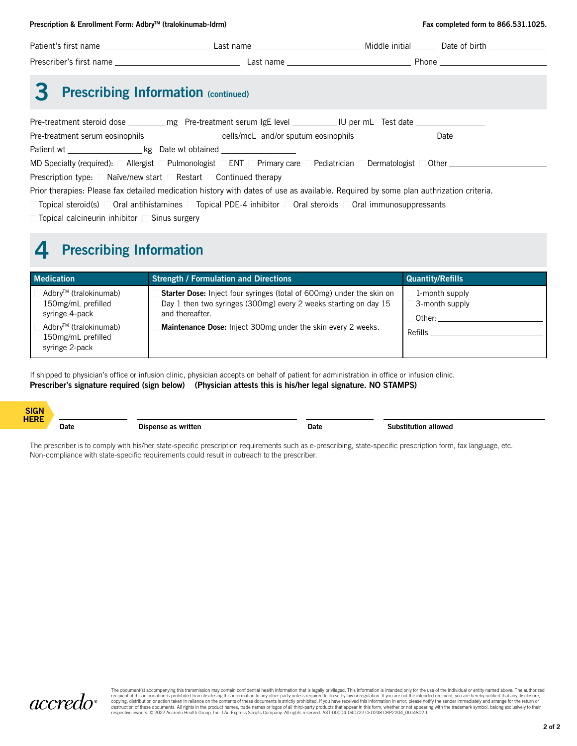Prescription & Enrollment Form: Adbry[TM] (tralokinumab-ldrm)

Fax completed form to 866.531.1025.

Patient's first name ______________________ Last name ______________________ Middle initial ______ Date of birth ____________

Prescriber's first name __________________________ Last name __________________________ Phone ______________________

## 3 Prescribing Information (continued)

Pre-treatment steroid dose ________ mg Pre-treatment serum IgE level __________ IU per mL Test date _______________

Pre-treatment serum eosinophils ________________ cells/mcL and/or sputum eosinophils ________________ Date ________________

Patient wt ________________ kg Date wt obtained ________________

MD Specialty (required): ☐ Allergist ☐ Pulmonologist ☐ ENT ☐ Primary care ☐ Pediatrician ☐ Dermatologist ☐ Other ______________________

Prescription type: ☐ Naïve/new start ☐ Restart ☐ Continued therapy

Prior therapies: Please fax detailed medication history with dates of use as available. Required by some plan authrization criteria.

☐ Topical steroid(s) ☐ Oral antihistamines ☐ Topical PDE-4 inhibitor ☐ Oral steroids ☐ Oral immunosuppressants

☐ Topical calcineurin inhibitor ☐ Sinus surgery

## 4 Prescribing Information

| Medication | Strength / Formulation and Directions | Quantity/Refills |
|---|---|---|
| ☐ Adbry[TM] (tralokinumab) 150mg/mL prefilled syringe 4-pack<br>☐ Adbry[TM] (tralokinumab) 150mg/mL prefilled syringe 2-pack | ☐ **Starter Dose:** Inject four syringes (total of 600mg) under the skin on Day 1 then two syringes (300mg) every 2 weeks starting on day 15 and thereafter.<br>☐ **Maintenance Dose:** Inject 300mg under the skin every 2 weeks. | ☐ 1-month supply<br>☐ 3-month supply<br>☐ Other: ____________________<br>Refills ____________________ |

If shipped to physician's office or infusion clinic, physician accepts on behalf of patient for administration in office or infusion clinic.

**Prescriber's signature required (sign below) (Physician attests this is his/her legal signature. NO STAMPS)**

**SIGN HERE**

______________ ______________________________ ______________ ______________________________

**Date** **Dispense as written** **Date** **Substitution allowed**

The prescriber is to comply with his/her state-specific prescription requirements such as e-prescribing, state-specific prescription form, fax language, etc. Non-compliance with state-specific requirements could result in outreach to the prescriber.

accredo®

The document(s) accompanying this transmission may contain confidential health information that is legally privileged. This information is intended only for the use of the individual or entity named above. The authorized recipient of this information is prohibited from disclosing this information to any other party unless required to do so by law or regulation. If you are not the intended recipient, you are hereby notified that any disclosure, copying, distribution or action taken in reliance on the contents of these documents is strictly prohibited. If you have received this information in error, please notify the sender immediately and arrange for the return or destruction of these documents. All rights in the product names, trade names or logos of all third-party products that appear in this form, whether or not appearing with the trademark symbol, belong exclusively to their respective owners. © 2022 Accredo Health Group, Inc. | An Express Scripts Company. All rights reserved. AST-00004-040722 CED248 CRP2204_0014802.1